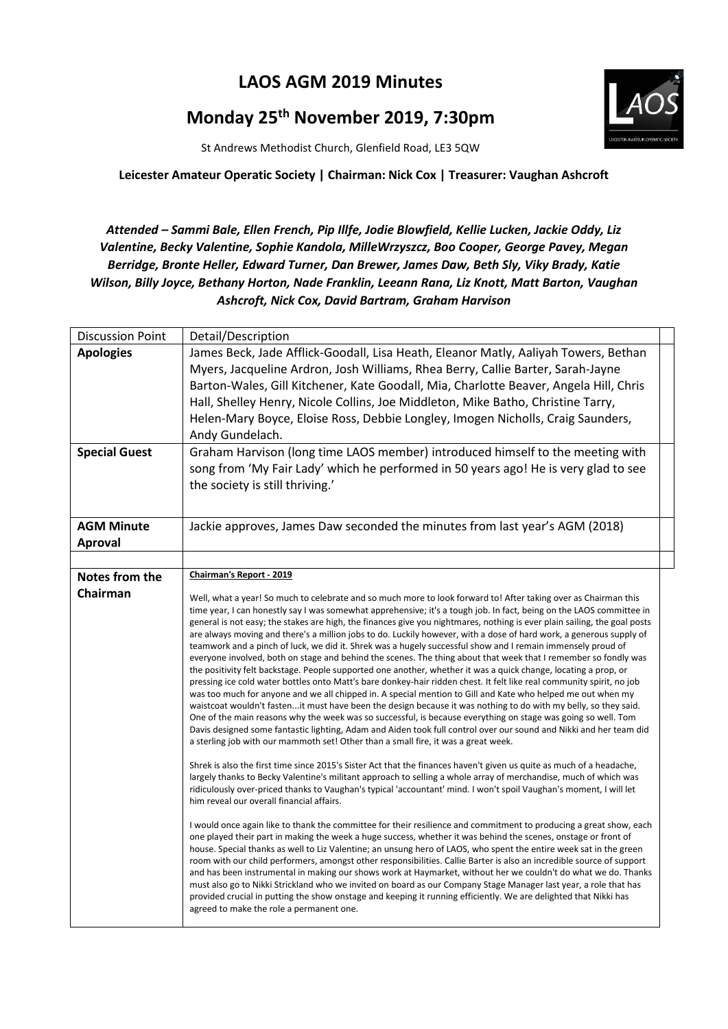# LAOS AGM 2019 Minutes

## Monday 25th November 2019, 7:30pm

St Andrews Methodist Church, Glenfield Road, LE3 5QW

**Leicester Amateur Operatic Society | Chairman: Nick Cox | Treasurer: Vaughan Ashcroft**

***Attended – Sammi Bale, Ellen French, Pip Illfe, Jodie Blowfield, Kellie Lucken, Jackie Oddy, Liz Valentine, Becky Valentine, Sophie Kandola, MilleWrzyszcz, Boo Cooper, George Pavey, Megan Berridge, Bronte Heller, Edward Turner, Dan Brewer, James Daw, Beth Sly, Viky Brady, Katie Wilson, Billy Joyce, Bethany Horton, Nade Franklin, Leeann Rana, Liz Knott, Matt Barton, Vaughan Ashcroft, Nick Cox, David Bartram, Graham Harvison***

| Discussion Point | Detail/Description |
|---|---|
| **Apologies** | James Beck, Jade Afflick-Goodall, Lisa Heath, Eleanor Matly, Aaliyah Towers, Bethan Myers, Jacqueline Ardron, Josh Williams, Rhea Berry, Callie Barter, Sarah-Jayne Barton-Wales, Gill Kitchener, Kate Goodall, Mia, Charlotte Beaver, Angela Hill, Chris Hall, Shelley Henry, Nicole Collins, Joe Middleton, Mike Batho, Christine Tarry, Helen-Mary Boyce, Eloise Ross, Debbie Longley, Imogen Nicholls, Craig Saunders, Andy Gundelach. |
| **Special Guest** | Graham Harvison (long time LAOS member) introduced himself to the meeting with song from 'My Fair Lady' which he performed in 50 years ago! He is very glad to see the society is still thriving.' |
| **AGM Minute Aproval** | Jackie approves, James Daw seconded the minutes from last year's AGM (2018) |
| | |
| **Notes from the Chairman** | <u>**Chairman's Report - 2019**</u><br><br>Well, what a year! So much to celebrate and so much more to look forward to! After taking over as Chairman this time year, I can honestly say I was somewhat apprehensive; it's a tough job. In fact, being on the LAOS committee in general is not easy; the stakes are high, the finances give you nightmares, nothing is ever plain sailing, the goal posts are always moving and there's a million jobs to do. Luckily however, with a dose of hard work, a generous supply of teamwork and a pinch of luck, we did it. Shrek was a hugely successful show and I remain immensely proud of everyone involved, both on stage and behind the scenes. The thing about that week that I remember so fondly was the positivity felt backstage. People supported one another, whether it was a quick change, locating a prop, or pressing ice cold water bottles onto Matt's bare donkey-hair ridden chest. It felt like real community spirit, no job was too much for anyone and we all chipped in. A special mention to Gill and Kate who helped me out when my waistcoat wouldn't fasten...it must have been the design because it was nothing to do with my belly, so they said. One of the main reasons why the week was so successful, is because everything on stage was going so well. Tom Davis designed some fantastic lighting, Adam and Aiden took full control over our sound and Nikki and her team did a sterling job with our mammoth set! Other than a small fire, it was a great week.<br><br>Shrek is also the first time since 2015's Sister Act that the finances haven't given us quite as much of a headache, largely thanks to Becky Valentine's militant approach to selling a whole array of merchandise, much of which was ridiculously over-priced thanks to Vaughan's typical 'accountant' mind. I won't spoil Vaughan's moment, I will let him reveal our overall financial affairs.<br><br>I would once again like to thank the committee for their resilience and commitment to producing a great show, each one played their part in making the week a huge success, whether it was behind the scenes, onstage or front of house. Special thanks as well to Liz Valentine; an unsung hero of LAOS, who spent the entire week sat in the green room with our child performers, amongst other responsibilities. Callie Barter is also an incredible source of support and has been instrumental in making our shows work at Haymarket, without her we couldn't do what we do. Thanks must also go to Nikki Strickland who we invited on board as our Company Stage Manager last year, a role that has provided crucial in putting the show onstage and keeping it running efficiently. We are delighted that Nikki has agreed to make the role a permanent one. |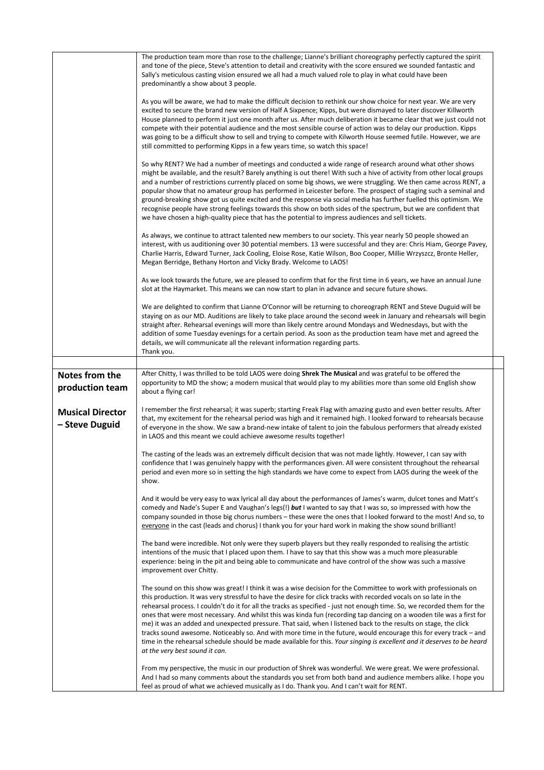The production team more than rose to the challenge; Lianne's brilliant choreography perfectly captured the spirit and tone of the piece, Steve's attention to detail and creativity with the score ensured we sounded fantastic and Sally's meticulous casting vision ensured we all had a much valued role to play in what could have been predominantly a show about 3 people.

As you will be aware, we had to make the difficult decision to rethink our show choice for next year. We are very excited to secure the brand new version of Half A Sixpence; Kipps, but were dismayed to later discover Killworth House planned to perform it just one month after us. After much deliberation it became clear that we just could not compete with their potential audience and the most sensible course of action was to delay our production. Kipps was going to be a difficult show to sell and trying to compete with Kilworth House seemed futile. However, we are still committed to performing Kipps in a few years time, so watch this space!

So why RENT? We had a number of meetings and conducted a wide range of research around what other shows might be available, and the result? Barely anything is out there! With such a hive of activity from other local groups and a number of restrictions currently placed on some big shows, we were struggling. We then came across RENT, a popular show that no amateur group has performed in Leicester before. The prospect of staging such a seminal and ground-breaking show got us quite excited and the response via social media has further fuelled this optimism. We recognise people have strong feelings towards this show on both sides of the spectrum, but we are confident that we have chosen a high-quality piece that has the potential to impress audiences and sell tickets.

As always, we continue to attract talented new members to our society. This year nearly 50 people showed an interest, with us auditioning over 30 potential members. 13 were successful and they are: Chris Hiam, George Pavey, Charlie Harris, Edward Turner, Jack Cooling, Eloise Rose, Katie Wilson, Boo Cooper, Millie Wrzyszcz, Bronte Heller, Megan Berridge, Bethany Horton and Vicky Brady. Welcome to LAOS!

As we look towards the future, we are pleased to confirm that for the first time in 6 years, we have an annual June slot at the Haymarket. This means we can now start to plan in advance and secure future shows.

We are delighted to confirm that Lianne O'Connor will be returning to choreograph RENT and Steve Duguid will be staying on as our MD. Auditions are likely to take place around the second week in January and rehearsals will begin straight after. Rehearsal evenings will more than likely centre around Mondays and Wednesdays, but with the addition of some Tuesday evenings for a certain period. As soon as the production team have met and agreed the details, we will communicate all the relevant information regarding parts.

Thank you.

## Notes from the production team

### Musical Director – Steve Duguid

After Chitty, I was thrilled to be told LAOS were doing **Shrek The Musical** and was grateful to be offered the opportunity to MD the show; a modern musical that would play to my abilities more than some old English show about a flying car!

I remember the first rehearsal; it was superb; starting Freak Flag with amazing gusto and even better results. After that, my excitement for the rehearsal period was high and it remained high. I looked forward to rehearsals because of everyone in the show. We saw a brand-new intake of talent to join the fabulous performers that already existed in LAOS and this meant we could achieve awesome results together!

The casting of the leads was an extremely difficult decision that was not made lightly. However, I can say with confidence that I was genuinely happy with the performances given. All were consistent throughout the rehearsal period and even more so in setting the high standards we have come to expect from LAOS during the week of the show.

And it would be very easy to wax lyrical all day about the performances of James's warm, dulcet tones and Matt's comedy and Nade's Super E and Vaughan's legs(!) ***but*** I wanted to say that I was so, so impressed with how the company sounded in those big chorus numbers – these were the ones that I looked forward to the most! And so, to everyone in the cast (leads and chorus) I thank you for your hard work in making the show sound brilliant!

The band were incredible. Not only were they superb players but they really responded to realising the artistic intentions of the music that I placed upon them. I have to say that this show was a much more pleasurable experience: being in the pit and being able to communicate and have control of the show was such a massive improvement over Chitty.

The sound on this show was great! I think it was a wise decision for the Committee to work with professionals on this production. It was very stressful to have the desire for click tracks with recorded vocals on so late in the rehearsal process. I couldn't do it for all the tracks as specified - just not enough time. So, we recorded them for the ones that were most necessary. And whilst this was kinda fun (recording tap dancing on a wooden tile was a first for me) it was an added and unexpected pressure. That said, when I listened back to the results on stage, the click tracks sound awesome. Noticeably so. And with more time in the future, would encourage this for every track – and time in the rehearsal schedule should be made available for this. *Your singing is excellent and it deserves to be heard at the very best sound it can.*

From my perspective, the music in our production of Shrek was wonderful. We were great. We were professional. And I had so many comments about the standards you set from both band and audience members alike. I hope you feel as proud of what we achieved musically as I do. Thank you. And I can't wait for RENT.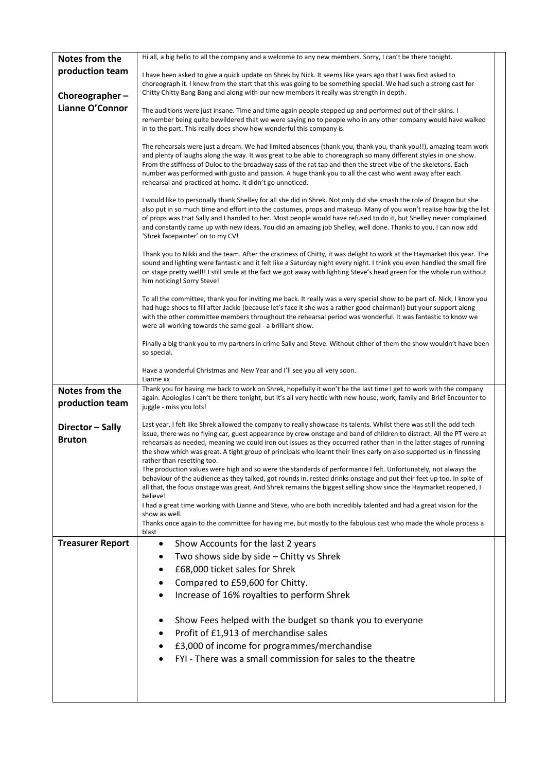| | |
|---|---|
| **Notes from the production team**<br><br>**Choreographer – Lianne O'Connor** | Hi all, a big hello to all the company and a welcome to any new members. Sorry, I can't be there tonight.<br><br>I have been asked to give a quick update on Shrek by Nick. It seems like years ago that I was first asked to choreograph it. I knew from the start that this was going to be something special. We had such a strong cast for Chitty Chitty Bang Bang and along with our new members it really was strength in depth.<br><br>The auditions were just insane. Time and time again people stepped up and performed out of their skins. I remember being quite bewildered that we were saying no to people who in any other company would have walked in to the part. This really does show how wonderful this company is.<br><br>The rehearsals were just a dream. We had limited absences (thank you, thank you, thank you!!), amazing team work and plenty of laughs along the way. It was great to be able to choreograph so many different styles in one show. From the stiffness of Duloc to the broadway sass of the rat tap and then the street vibe of the skeletons. Each number was performed with gusto and passion. A huge thank you to all the cast who went away after each rehearsal and practiced at home. It didn't go unnoticed.<br><br>I would like to personally thank Shelley for all she did in Shrek. Not only did she smash the role of Dragon but she also put in so much time and effort into the costumes, props and makeup. Many of you won't realise how big the list of props was that Sally and I handed to her. Most people would have refused to do it, but Shelley never complained and constantly came up with new ideas. You did an amazing job Shelley, well done. Thanks to you, I can now add 'Shrek facepainter' on to my CV!<br><br>Thank you to Nikki and the team. After the craziness of Chitty, it was delight to work at the Haymarket this year. The sound and lighting were fantastic and it felt like a Saturday night every night. I think you even handled the small fire on stage pretty well!! I still smile at the fact we got away with lighting Steve's head green for the whole run without him noticing! Sorry Steve!<br><br>To all the committee, thank you for inviting me back. It really was a very special show to be part of. Nick, I know you had huge shoes to fill after Jackie (because let's face it she was a rather good chairman!) but your support along with the other committee members throughout the rehearsal period was wonderful. It was fantastic to know we were all working towards the same goal - a brilliant show.<br><br>Finally a big thank you to my partners in crime Sally and Steve. Without either of them the show wouldn't have been so special.<br><br>Have a wonderful Christmas and New Year and I'll see you all very soon.<br>Lianne xx |
| **Notes from the production team**<br><br>**Director – Sally Bruton** | Thank you for having me back to work on Shrek, hopefully it won't be the last time I get to work with the company again. Apologies I can't be there tonight, but it's all very hectic with new house, work, family and Brief Encounter to juggle - miss you lots!<br><br>Last year, I felt like Shrek allowed the company to really showcase its talents. Whilst there was still the odd tech issue, there was no flying car, guest appearance by crew onstage and band of children to distract. All the PT were at rehearsals as needed, meaning we could iron out issues as they occurred rather than in the latter stages of running the show which was great. A tight group of principals who learnt their lines early on also supported us in finessing rather than resetting too.<br>The production values were high and so were the standards of performance I felt. Unfortunately, not always the behaviour of the audience as they talked, got rounds in, rested drinks onstage and put their feet up too. In spite of all that, the focus onstage was great. And Shrek remains the biggest selling show since the Haymarket reopened, I believe!<br>I had a great time working with Lianne and Steve, who are both incredibly talented and had a great vision for the show as well.<br>Thanks once again to the committee for having me, but mostly to the fabulous cast who made the whole process a blast |
| **Treasurer Report** | • Show Accounts for the last 2 years<br>• Two shows side by side – Chitty vs Shrek<br>• £68,000 ticket sales for Shrek<br>• Compared to £59,600 for Chitty.<br>• Increase of 16% royalties to perform Shrek<br><br>• Show Fees helped with the budget so thank you to everyone<br>• Profit of £1,913 of merchandise sales<br>• £3,000 of income for programmes/merchandise<br>• FYI - There was a small commission for sales to the theatre |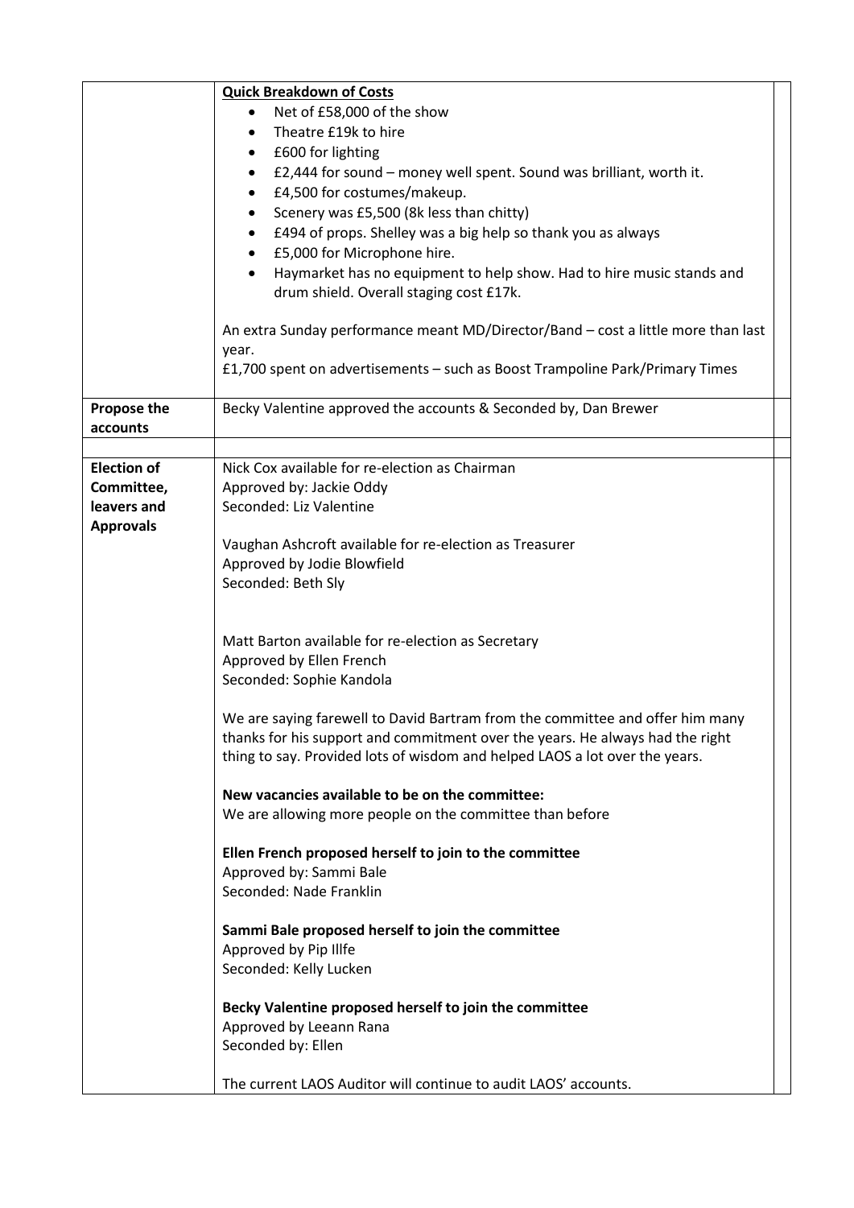| | | |
|---|---|---|
| | **Quick Breakdown of Costs**<br>• Net of £58,000 of the show<br>• Theatre £19k to hire<br>• £600 for lighting<br>• £2,444 for sound – money well spent. Sound was brilliant, worth it.<br>• £4,500 for costumes/makeup.<br>• Scenery was £5,500 (8k less than chitty)<br>• £494 of props. Shelley was a big help so thank you as always<br>• £5,000 for Microphone hire.<br>• Haymarket has no equipment to help show. Had to hire music stands and drum shield. Overall staging cost £17k.<br><br>An extra Sunday performance meant MD/Director/Band – cost a little more than last year.<br>£1,700 spent on advertisements – such as Boost Trampoline Park/Primary Times | |
| **Propose the accounts** | Becky Valentine approved the accounts & Seconded by, Dan Brewer | |
| | | |
| **Election of Committee, leavers and Approvals** | Nick Cox available for re-election as Chairman<br>Approved by: Jackie Oddy<br>Seconded: Liz Valentine<br><br>Vaughan Ashcroft available for re-election as Treasurer<br>Approved by Jodie Blowfield<br>Seconded: Beth Sly<br><br>Matt Barton available for re-election as Secretary<br>Approved by Ellen French<br>Seconded: Sophie Kandola<br><br>We are saying farewell to David Bartram from the committee and offer him many thanks for his support and commitment over the years. He always had the right thing to say. Provided lots of wisdom and helped LAOS a lot over the years.<br><br>**New vacancies available to be on the committee:**<br>We are allowing more people on the committee than before<br><br>**Ellen French proposed herself to join to the committee**<br>Approved by: Sammi Bale<br>Seconded: Nade Franklin<br><br>**Sammi Bale proposed herself to join the committee**<br>Approved by Pip Illfe<br>Seconded: Kelly Lucken<br><br>**Becky Valentine proposed herself to join the committee**<br>Approved by Leeann Rana<br>Seconded by: Ellen<br><br>The current LAOS Auditor will continue to audit LAOS' accounts. | |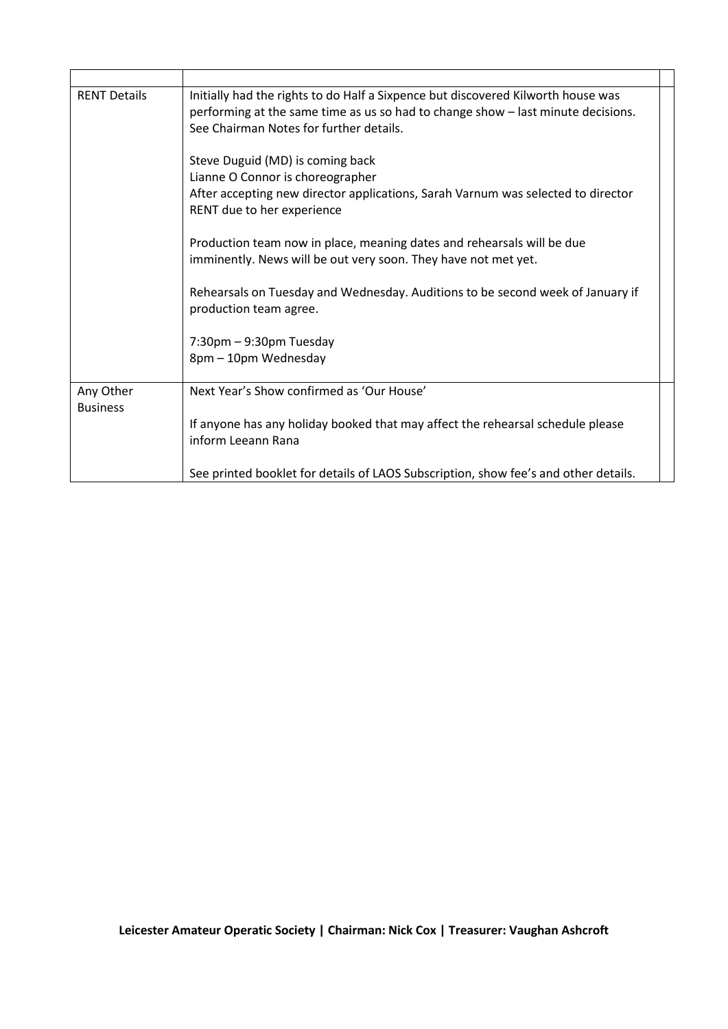| | | |
|---|---|---|
| RENT Details | Initially had the rights to do Half a Sixpence but discovered Kilworth house was performing at the same time as us so had to change show – last minute decisions. See Chairman Notes for further details.<br><br>Steve Duguid (MD) is coming back<br>Lianne O Connor is choreographer<br>After accepting new director applications, Sarah Varnum was selected to director RENT due to her experience<br><br>Production team now in place, meaning dates and rehearsals will be due imminently. News will be out very soon. They have not met yet.<br><br>Rehearsals on Tuesday and Wednesday. Auditions to be second week of January if production team agree.<br><br>7:30pm – 9:30pm Tuesday<br>8pm – 10pm Wednesday | |
| Any Other Business | Next Year's Show confirmed as 'Our House'<br><br>If anyone has any holiday booked that may affect the rehearsal schedule please inform Leeann Rana<br><br>See printed booklet for details of LAOS Subscription, show fee's and other details. | |

**Leicester Amateur Operatic Society | Chairman: Nick Cox | Treasurer: Vaughan Ashcroft**